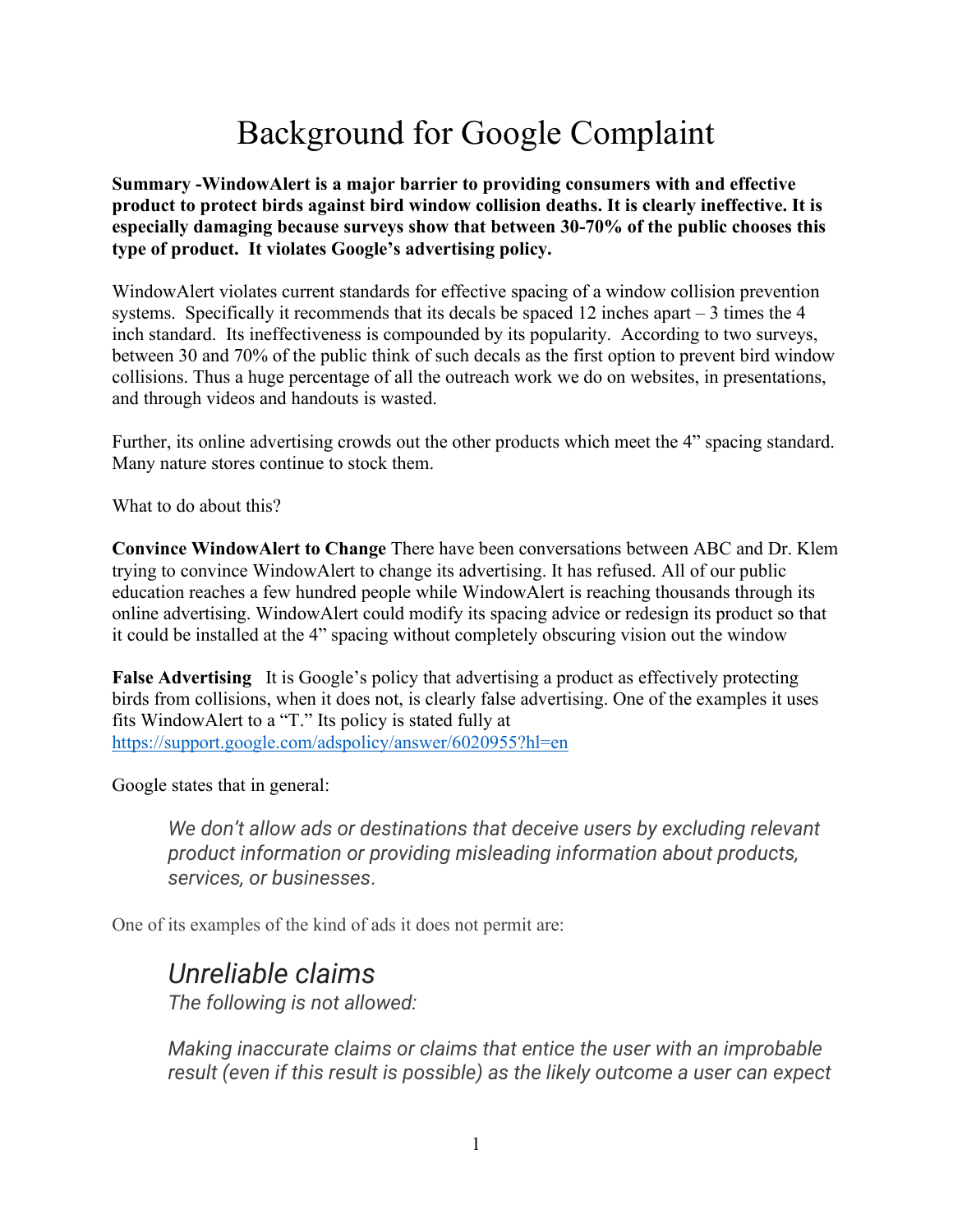# Background for Google Complaint

**Summary -WindowAlert is a major barrier to providing consumers with and effective product to protect birds against bird window collision deaths. It is clearly ineffective. It is especially damaging because surveys show that between 30-70% of the public chooses this type of product. It violates Google's advertising policy.**

WindowAlert violates current standards for effective spacing of a window collision prevention systems. Specifically it recommends that its decals be spaced 12 inches apart – 3 times the 4 inch standard. Its ineffectiveness is compounded by its popularity. According to two surveys, between 30 and 70% of the public think of such decals as the first option to prevent bird window collisions. Thus a huge percentage of all the outreach work we do on websites, in presentations, and through videos and handouts is wasted.

Further, its online advertising crowds out the other products which meet the 4" spacing standard. Many nature stores continue to stock them.

What to do about this?

**Convince WindowAlert to Change** There have been conversations between ABC and Dr. Klem trying to convince WindowAlert to change its advertising. It has refused. All of our public education reaches a few hundred people while WindowAlert is reaching thousands through its online advertising. WindowAlert could modify its spacing advice or redesign its product so that it could be installed at the 4" spacing without completely obscuring vision out the window

**False Advertising** It is Google's policy that advertising a product as effectively protecting birds from collisions, when it does not, is clearly false advertising. One of the examples it uses fits WindowAlert to a "T." Its policy is stated fully at https://support.google.com/adspolicy/answer/6020955?hl=en

Google states that in general:

> *We don't allow ads or destinations that deceive users by excluding relevant product information or providing misleading information about products, services, or businesses.*

One of its examples of the kind of ads it does not permit are:

> ### *Unreliable claims*
> *The following is not allowed:*
>
> *Making inaccurate claims or claims that entice the user with an improbable result (even if this result is possible) as the likely outcome a user can expect*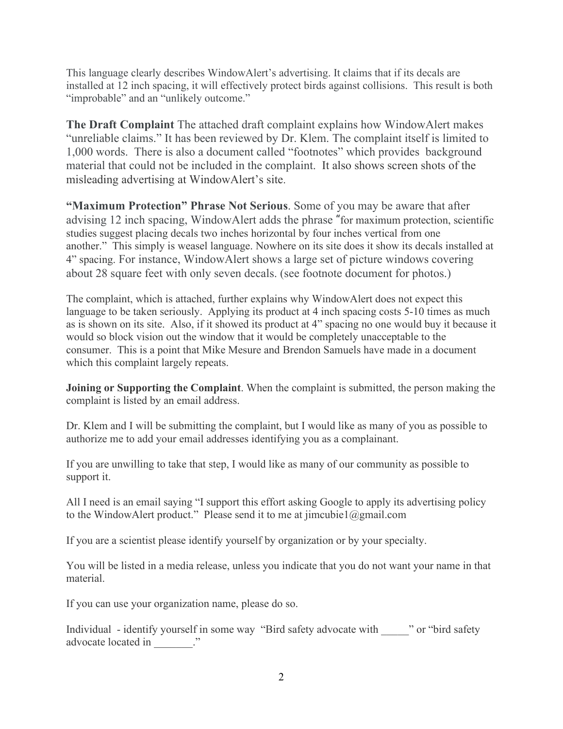This language clearly describes WindowAlert's advertising. It claims that if its decals are installed at 12 inch spacing, it will effectively protect birds against collisions. This result is both "improbable" and an "unlikely outcome."

**The Draft Complaint** The attached draft complaint explains how WindowAlert makes "unreliable claims." It has been reviewed by Dr. Klem. The complaint itself is limited to 1,000 words. There is also a document called "footnotes" which provides background material that could not be included in the complaint. It also shows screen shots of the misleading advertising at WindowAlert's site.

**"Maximum Protection" Phrase Not Serious**. Some of you may be aware that after advising 12 inch spacing, WindowAlert adds the phrase "for maximum protection, scientific studies suggest placing decals two inches horizontal by four inches vertical from one another." This simply is weasel language. Nowhere on its site does it show its decals installed at 4" spacing. For instance, WindowAlert shows a large set of picture windows covering about 28 square feet with only seven decals. (see footnote document for photos.)

The complaint, which is attached, further explains why WindowAlert does not expect this language to be taken seriously. Applying its product at 4 inch spacing costs 5-10 times as much as is shown on its site. Also, if it showed its product at 4" spacing no one would buy it because it would so block vision out the window that it would be completely unacceptable to the consumer. This is a point that Mike Mesure and Brendon Samuels have made in a document which this complaint largely repeats.

**Joining or Supporting the Complaint**. When the complaint is submitted, the person making the complaint is listed by an email address.

Dr. Klem and I will be submitting the complaint, but I would like as many of you as possible to authorize me to add your email addresses identifying you as a complainant.

If you are unwilling to take that step, I would like as many of our community as possible to support it.

All I need is an email saying "I support this effort asking Google to apply its advertising policy to the WindowAlert product." Please send it to me at jimcubie1@gmail.com

If you are a scientist please identify yourself by organization or by your specialty.

You will be listed in a media release, unless you indicate that you do not want your name in that material.

If you can use your organization name, please do so.

Individual - identify yourself in some way "Bird safety advocate with _____" or "bird safety advocate located in _______."